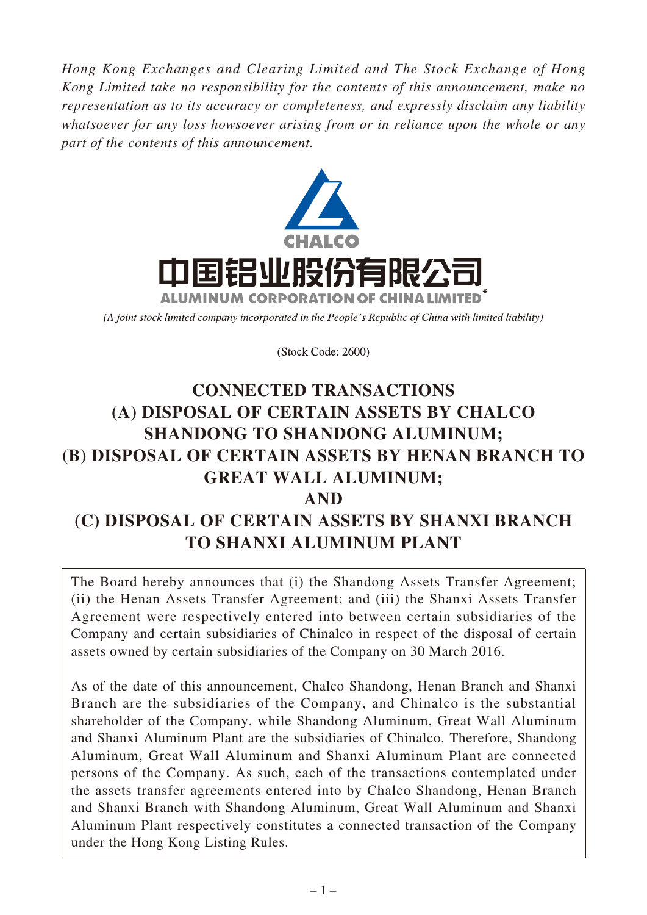*Hong Kong Exchanges and Clearing Limited and The Stock Exchange of Hong Kong Limited take no responsibility for the contents of this announcement, make no representation as to its accuracy or completeness, and expressly disclaim any liability whatsoever for any loss howsoever arising from or in reliance upon the whole or any part of the contents of this announcement.*

CHALCO

中国铝业股份有限公司

ALUMINUM CORPORATION OF CHINA LIMITED*

*(A joint stock limited company incorporated in the People's Republic of China with limited liability)*

(Stock Code: 2600)

# CONNECTED TRANSACTIONS
# (A) DISPOSAL OF CERTAIN ASSETS BY CHALCO SHANDONG TO SHANDONG ALUMINUM;
# (B) DISPOSAL OF CERTAIN ASSETS BY HENAN BRANCH TO GREAT WALL ALUMINUM;
# AND
# (C) DISPOSAL OF CERTAIN ASSETS BY SHANXI BRANCH TO SHANXI ALUMINUM PLANT

The Board hereby announces that (i) the Shandong Assets Transfer Agreement; (ii) the Henan Assets Transfer Agreement; and (iii) the Shanxi Assets Transfer Agreement were respectively entered into between certain subsidiaries of the Company and certain subsidiaries of Chinalco in respect of the disposal of certain assets owned by certain subsidiaries of the Company on 30 March 2016.

As of the date of this announcement, Chalco Shandong, Henan Branch and Shanxi Branch are the subsidiaries of the Company, and Chinalco is the substantial shareholder of the Company, while Shandong Aluminum, Great Wall Aluminum and Shanxi Aluminum Plant are the subsidiaries of Chinalco. Therefore, Shandong Aluminum, Great Wall Aluminum and Shanxi Aluminum Plant are connected persons of the Company. As such, each of the transactions contemplated under the assets transfer agreements entered into by Chalco Shandong, Henan Branch and Shanxi Branch with Shandong Aluminum, Great Wall Aluminum and Shanxi Aluminum Plant respectively constitutes a connected transaction of the Company under the Hong Kong Listing Rules.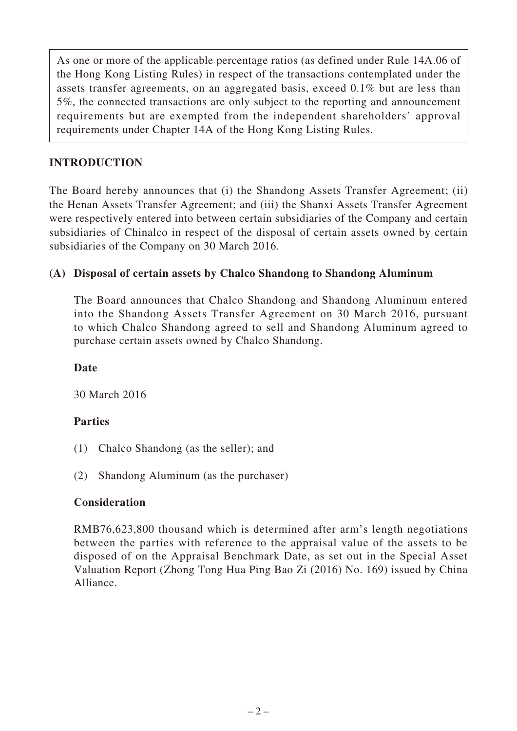As one or more of the applicable percentage ratios (as defined under Rule 14A.06 of the Hong Kong Listing Rules) in respect of the transactions contemplated under the assets transfer agreements, on an aggregated basis, exceed 0.1% but are less than 5%, the connected transactions are only subject to the reporting and announcement requirements but are exempted from the independent shareholders' approval requirements under Chapter 14A of the Hong Kong Listing Rules.

## INTRODUCTION

The Board hereby announces that (i) the Shandong Assets Transfer Agreement; (ii) the Henan Assets Transfer Agreement; and (iii) the Shanxi Assets Transfer Agreement were respectively entered into between certain subsidiaries of the Company and certain subsidiaries of Chinalco in respect of the disposal of certain assets owned by certain subsidiaries of the Company on 30 March 2016.

### (A) Disposal of certain assets by Chalco Shandong to Shandong Aluminum

The Board announces that Chalco Shandong and Shandong Aluminum entered into the Shandong Assets Transfer Agreement on 30 March 2016, pursuant to which Chalco Shandong agreed to sell and Shandong Aluminum agreed to purchase certain assets owned by Chalco Shandong.

**Date**

30 March 2016

**Parties**

(1) Chalco Shandong (as the seller); and

(2) Shandong Aluminum (as the purchaser)

**Consideration**

RMB76,623,800 thousand which is determined after arm's length negotiations between the parties with reference to the appraisal value of the assets to be disposed of on the Appraisal Benchmark Date, as set out in the Special Asset Valuation Report (Zhong Tong Hua Ping Bao Zi (2016) No. 169) issued by China Alliance.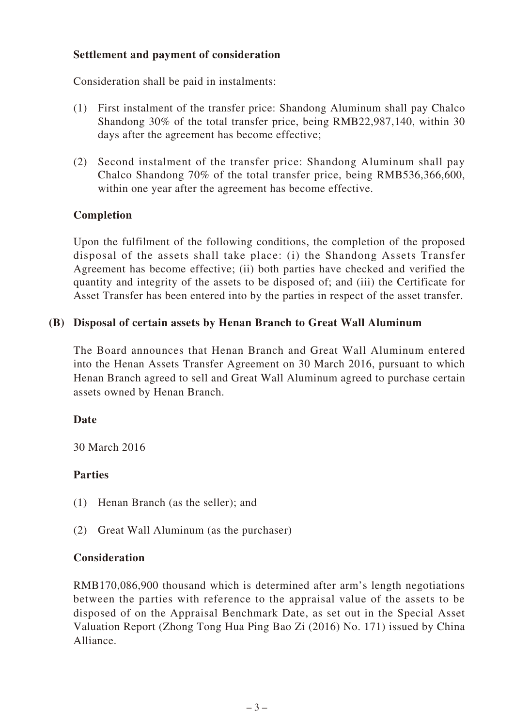**Settlement and payment of consideration**

Consideration shall be paid in instalments:

(1) First instalment of the transfer price: Shandong Aluminum shall pay Chalco Shandong 30% of the total transfer price, being RMB22,987,140, within 30 days after the agreement has become effective;

(2) Second instalment of the transfer price: Shandong Aluminum shall pay Chalco Shandong 70% of the total transfer price, being RMB536,366,600, within one year after the agreement has become effective.

**Completion**

Upon the fulfilment of the following conditions, the completion of the proposed disposal of the assets shall take place: (i) the Shandong Assets Transfer Agreement has become effective; (ii) both parties have checked and verified the quantity and integrity of the assets to be disposed of; and (iii) the Certificate for Asset Transfer has been entered into by the parties in respect of the asset transfer.

**(B) Disposal of certain assets by Henan Branch to Great Wall Aluminum**

The Board announces that Henan Branch and Great Wall Aluminum entered into the Henan Assets Transfer Agreement on 30 March 2016, pursuant to which Henan Branch agreed to sell and Great Wall Aluminum agreed to purchase certain assets owned by Henan Branch.

**Date**

30 March 2016

**Parties**

(1) Henan Branch (as the seller); and

(2) Great Wall Aluminum (as the purchaser)

**Consideration**

RMB170,086,900 thousand which is determined after arm's length negotiations between the parties with reference to the appraisal value of the assets to be disposed of on the Appraisal Benchmark Date, as set out in the Special Asset Valuation Report (Zhong Tong Hua Ping Bao Zi (2016) No. 171) issued by China Alliance.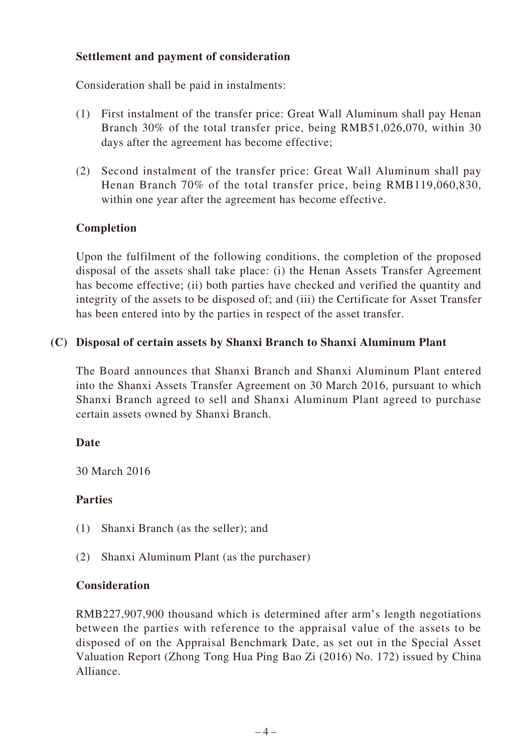**Settlement and payment of consideration**

Consideration shall be paid in instalments:

(1) First instalment of the transfer price: Great Wall Aluminum shall pay Henan Branch 30% of the total transfer price, being RMB51,026,070, within 30 days after the agreement has become effective;

(2) Second instalment of the transfer price: Great Wall Aluminum shall pay Henan Branch 70% of the total transfer price, being RMB119,060,830, within one year after the agreement has become effective.

**Completion**

Upon the fulfilment of the following conditions, the completion of the proposed disposal of the assets shall take place: (i) the Henan Assets Transfer Agreement has become effective; (ii) both parties have checked and verified the quantity and integrity of the assets to be disposed of; and (iii) the Certificate for Asset Transfer has been entered into by the parties in respect of the asset transfer.

## (C) Disposal of certain assets by Shanxi Branch to Shanxi Aluminum Plant

The Board announces that Shanxi Branch and Shanxi Aluminum Plant entered into the Shanxi Assets Transfer Agreement on 30 March 2016, pursuant to which Shanxi Branch agreed to sell and Shanxi Aluminum Plant agreed to purchase certain assets owned by Shanxi Branch.

**Date**

30 March 2016

**Parties**

(1) Shanxi Branch (as the seller); and

(2) Shanxi Aluminum Plant (as the purchaser)

**Consideration**

RMB227,907,900 thousand which is determined after arm's length negotiations between the parties with reference to the appraisal value of the assets to be disposed of on the Appraisal Benchmark Date, as set out in the Special Asset Valuation Report (Zhong Tong Hua Ping Bao Zi (2016) No. 172) issued by China Alliance.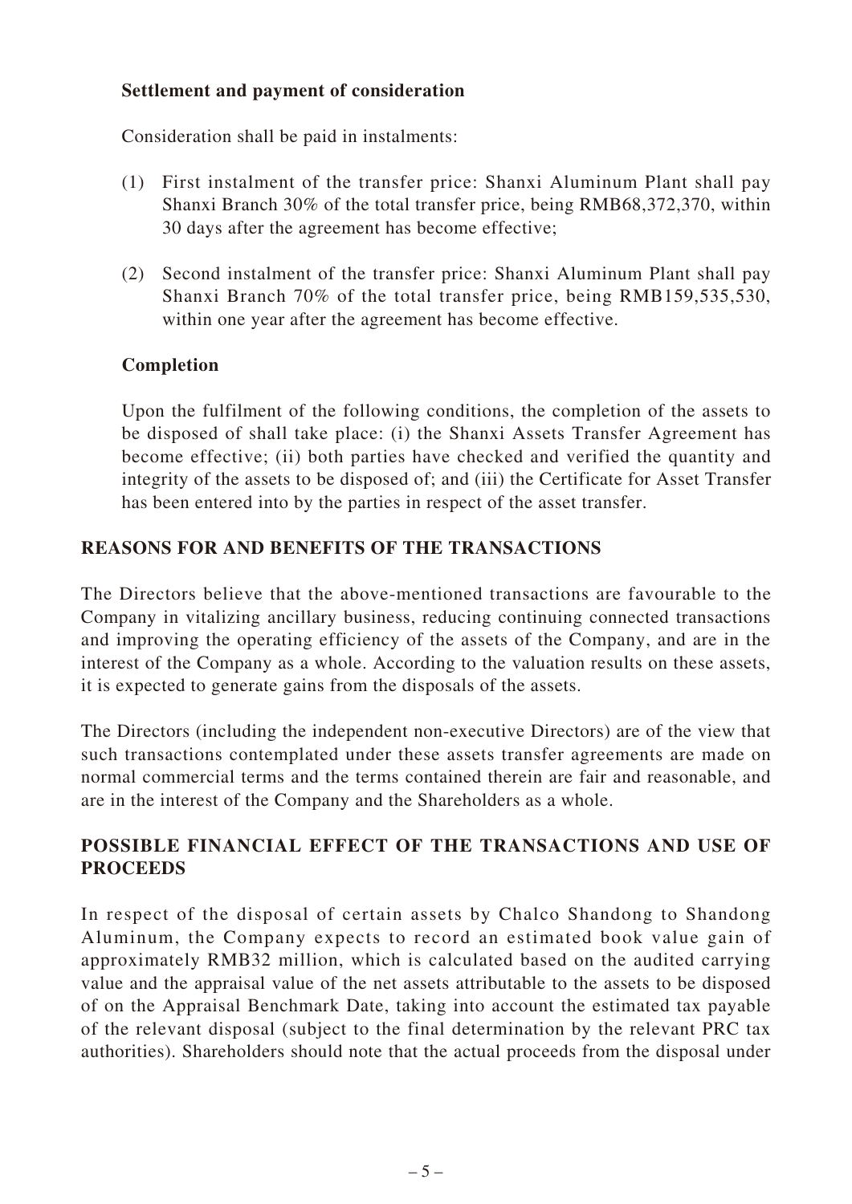**Settlement and payment of consideration**

Consideration shall be paid in instalments:

(1) First instalment of the transfer price: Shanxi Aluminum Plant shall pay Shanxi Branch 30% of the total transfer price, being RMB68,372,370, within 30 days after the agreement has become effective;

(2) Second instalment of the transfer price: Shanxi Aluminum Plant shall pay Shanxi Branch 70% of the total transfer price, being RMB159,535,530, within one year after the agreement has become effective.

**Completion**

Upon the fulfilment of the following conditions, the completion of the assets to be disposed of shall take place: (i) the Shanxi Assets Transfer Agreement has become effective; (ii) both parties have checked and verified the quantity and integrity of the assets to be disposed of; and (iii) the Certificate for Asset Transfer has been entered into by the parties in respect of the asset transfer.

## REASONS FOR AND BENEFITS OF THE TRANSACTIONS

The Directors believe that the above-mentioned transactions are favourable to the Company in vitalizing ancillary business, reducing continuing connected transactions and improving the operating efficiency of the assets of the Company, and are in the interest of the Company as a whole. According to the valuation results on these assets, it is expected to generate gains from the disposals of the assets.

The Directors (including the independent non-executive Directors) are of the view that such transactions contemplated under these assets transfer agreements are made on normal commercial terms and the terms contained therein are fair and reasonable, and are in the interest of the Company and the Shareholders as a whole.

## POSSIBLE FINANCIAL EFFECT OF THE TRANSACTIONS AND USE OF PROCEEDS

In respect of the disposal of certain assets by Chalco Shandong to Shandong Aluminum, the Company expects to record an estimated book value gain of approximately RMB32 million, which is calculated based on the audited carrying value and the appraisal value of the net assets attributable to the assets to be disposed of on the Appraisal Benchmark Date, taking into account the estimated tax payable of the relevant disposal (subject to the final determination by the relevant PRC tax authorities). Shareholders should note that the actual proceeds from the disposal under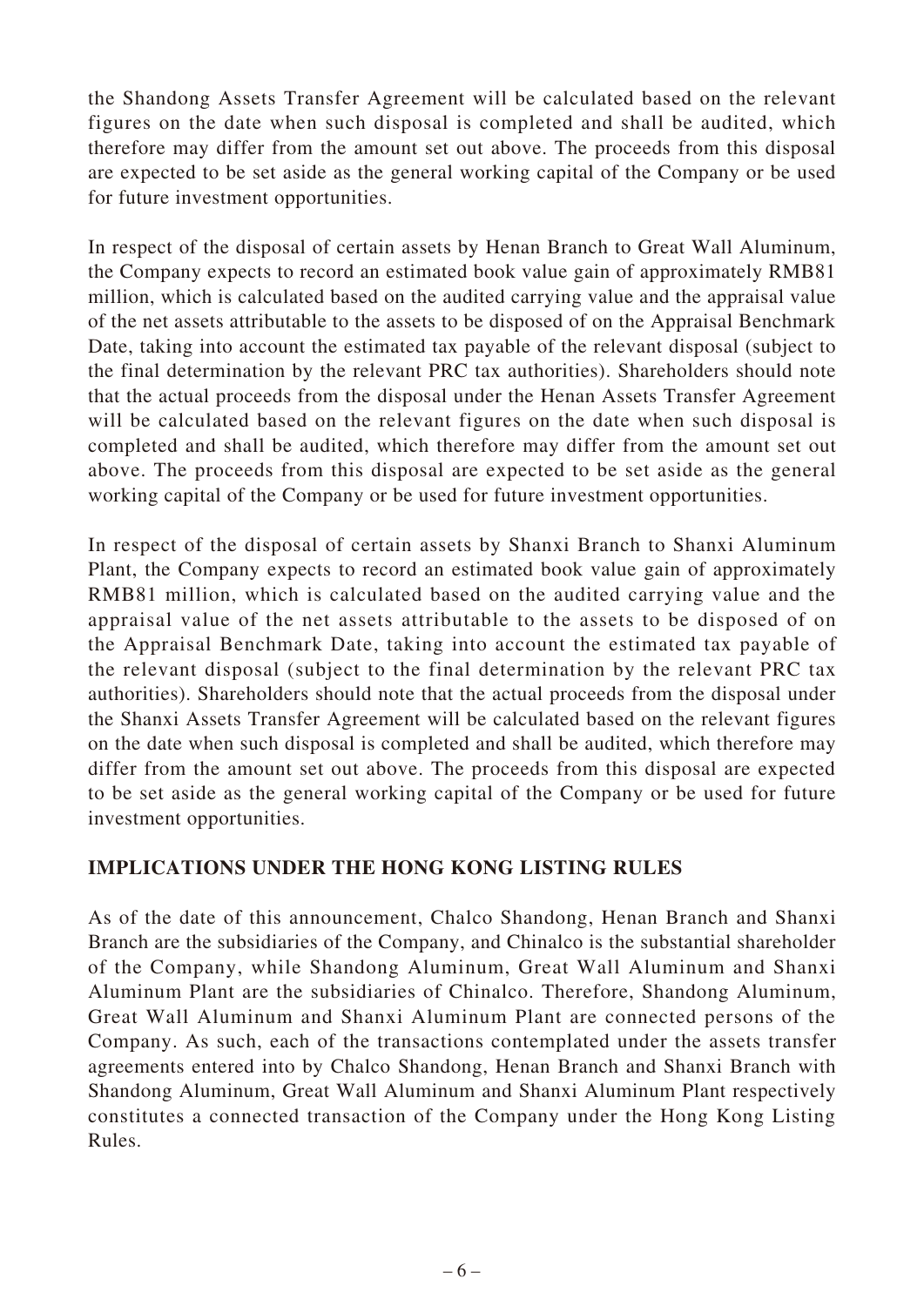the Shandong Assets Transfer Agreement will be calculated based on the relevant figures on the date when such disposal is completed and shall be audited, which therefore may differ from the amount set out above. The proceeds from this disposal are expected to be set aside as the general working capital of the Company or be used for future investment opportunities.

In respect of the disposal of certain assets by Henan Branch to Great Wall Aluminum, the Company expects to record an estimated book value gain of approximately RMB81 million, which is calculated based on the audited carrying value and the appraisal value of the net assets attributable to the assets to be disposed of on the Appraisal Benchmark Date, taking into account the estimated tax payable of the relevant disposal (subject to the final determination by the relevant PRC tax authorities). Shareholders should note that the actual proceeds from the disposal under the Henan Assets Transfer Agreement will be calculated based on the relevant figures on the date when such disposal is completed and shall be audited, which therefore may differ from the amount set out above. The proceeds from this disposal are expected to be set aside as the general working capital of the Company or be used for future investment opportunities.

In respect of the disposal of certain assets by Shanxi Branch to Shanxi Aluminum Plant, the Company expects to record an estimated book value gain of approximately RMB81 million, which is calculated based on the audited carrying value and the appraisal value of the net assets attributable to the assets to be disposed of on the Appraisal Benchmark Date, taking into account the estimated tax payable of the relevant disposal (subject to the final determination by the relevant PRC tax authorities). Shareholders should note that the actual proceeds from the disposal under the Shanxi Assets Transfer Agreement will be calculated based on the relevant figures on the date when such disposal is completed and shall be audited, which therefore may differ from the amount set out above. The proceeds from this disposal are expected to be set aside as the general working capital of the Company or be used for future investment opportunities.

## IMPLICATIONS UNDER THE HONG KONG LISTING RULES

As of the date of this announcement, Chalco Shandong, Henan Branch and Shanxi Branch are the subsidiaries of the Company, and Chinalco is the substantial shareholder of the Company, while Shandong Aluminum, Great Wall Aluminum and Shanxi Aluminum Plant are the subsidiaries of Chinalco. Therefore, Shandong Aluminum, Great Wall Aluminum and Shanxi Aluminum Plant are connected persons of the Company. As such, each of the transactions contemplated under the assets transfer agreements entered into by Chalco Shandong, Henan Branch and Shanxi Branch with Shandong Aluminum, Great Wall Aluminum and Shanxi Aluminum Plant respectively constitutes a connected transaction of the Company under the Hong Kong Listing Rules.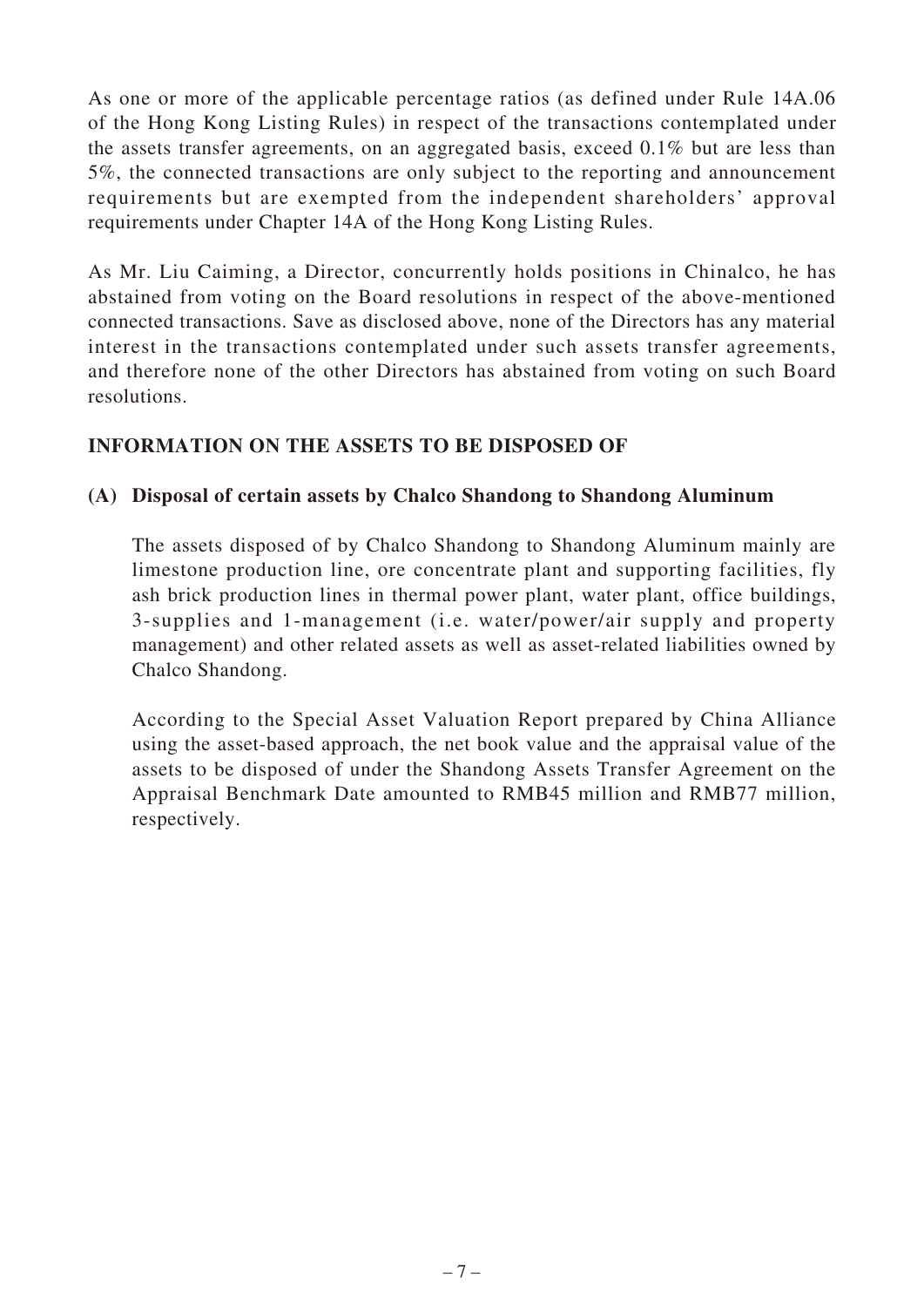As one or more of the applicable percentage ratios (as defined under Rule 14A.06 of the Hong Kong Listing Rules) in respect of the transactions contemplated under the assets transfer agreements, on an aggregated basis, exceed 0.1% but are less than 5%, the connected transactions are only subject to the reporting and announcement requirements but are exempted from the independent shareholders' approval requirements under Chapter 14A of the Hong Kong Listing Rules.

As Mr. Liu Caiming, a Director, concurrently holds positions in Chinalco, he has abstained from voting on the Board resolutions in respect of the above-mentioned connected transactions. Save as disclosed above, none of the Directors has any material interest in the transactions contemplated under such assets transfer agreements, and therefore none of the other Directors has abstained from voting on such Board resolutions.

## INFORMATION ON THE ASSETS TO BE DISPOSED OF

### (A) Disposal of certain assets by Chalco Shandong to Shandong Aluminum

The assets disposed of by Chalco Shandong to Shandong Aluminum mainly are limestone production line, ore concentrate plant and supporting facilities, fly ash brick production lines in thermal power plant, water plant, office buildings, 3-supplies and 1-management (i.e. water/power/air supply and property management) and other related assets as well as asset-related liabilities owned by Chalco Shandong.

According to the Special Asset Valuation Report prepared by China Alliance using the asset-based approach, the net book value and the appraisal value of the assets to be disposed of under the Shandong Assets Transfer Agreement on the Appraisal Benchmark Date amounted to RMB45 million and RMB77 million, respectively.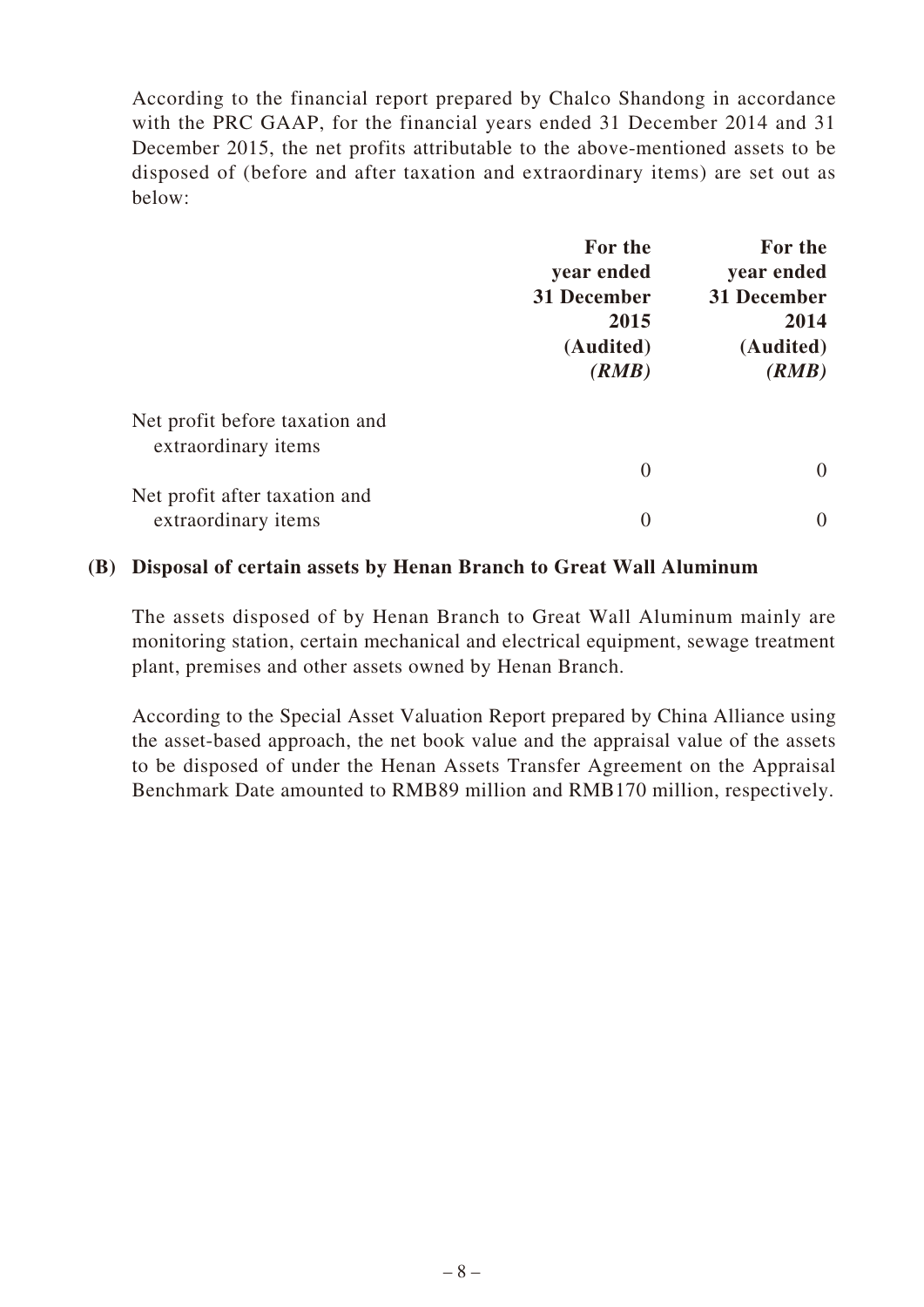According to the financial report prepared by Chalco Shandong in accordance with the PRC GAAP, for the financial years ended 31 December 2014 and 31 December 2015, the net profits attributable to the above-mentioned assets to be disposed of (before and after taxation and extraordinary items) are set out as below:

| | For the year ended 31 December 2015 (Audited) *(RMB)* | For the year ended 31 December 2014 (Audited) *(RMB)* |
|---|---|---|
| Net profit before taxation and extraordinary items | 0 | 0 |
| Net profit after taxation and extraordinary items | 0 | 0 |

### (B) Disposal of certain assets by Henan Branch to Great Wall Aluminum

The assets disposed of by Henan Branch to Great Wall Aluminum mainly are monitoring station, certain mechanical and electrical equipment, sewage treatment plant, premises and other assets owned by Henan Branch.

According to the Special Asset Valuation Report prepared by China Alliance using the asset-based approach, the net book value and the appraisal value of the assets to be disposed of under the Henan Assets Transfer Agreement on the Appraisal Benchmark Date amounted to RMB89 million and RMB170 million, respectively.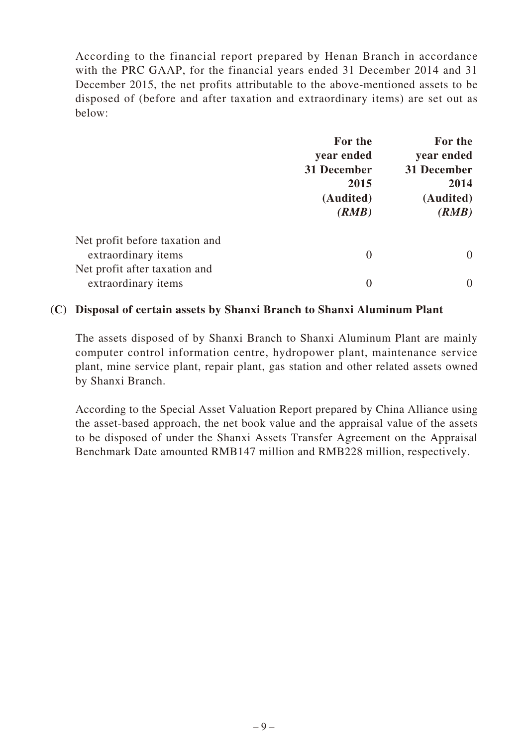According to the financial report prepared by Henan Branch in accordance with the PRC GAAP, for the financial years ended 31 December 2014 and 31 December 2015, the net profits attributable to the above-mentioned assets to be disposed of (before and after taxation and extraordinary items) are set out as below:

| | **For the year ended 31 December 2015 (Audited)** ***(RMB)*** | **For the year ended 31 December 2014 (Audited)** ***(RMB)*** |
|---|---|---|
| Net profit before taxation and extraordinary items | 0 | 0 |
| Net profit after taxation and extraordinary items | 0 | 0 |

### (C) Disposal of certain assets by Shanxi Branch to Shanxi Aluminum Plant

The assets disposed of by Shanxi Branch to Shanxi Aluminum Plant are mainly computer control information centre, hydropower plant, maintenance service plant, mine service plant, repair plant, gas station and other related assets owned by Shanxi Branch.

According to the Special Asset Valuation Report prepared by China Alliance using the asset-based approach, the net book value and the appraisal value of the assets to be disposed of under the Shanxi Assets Transfer Agreement on the Appraisal Benchmark Date amounted RMB147 million and RMB228 million, respectively.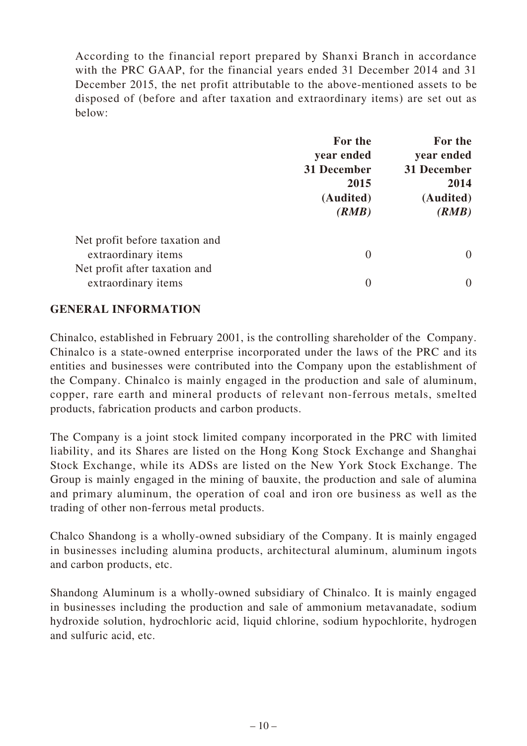According to the financial report prepared by Shanxi Branch in accordance with the PRC GAAP, for the financial years ended 31 December 2014 and 31 December 2015, the net profit attributable to the above-mentioned assets to be disposed of (before and after taxation and extraordinary items) are set out as below:

| | For the year ended 31 December 2015 (Audited) *(RMB)* | For the year ended 31 December 2014 (Audited) *(RMB)* |
|---|---|---|
| Net profit before taxation and extraordinary items | 0 | 0 |
| Net profit after taxation and extraordinary items | 0 | 0 |

## GENERAL INFORMATION

Chinalco, established in February 2001, is the controlling shareholder of the Company. Chinalco is a state-owned enterprise incorporated under the laws of the PRC and its entities and businesses were contributed into the Company upon the establishment of the Company. Chinalco is mainly engaged in the production and sale of aluminum, copper, rare earth and mineral products of relevant non-ferrous metals, smelted products, fabrication products and carbon products.

The Company is a joint stock limited company incorporated in the PRC with limited liability, and its Shares are listed on the Hong Kong Stock Exchange and Shanghai Stock Exchange, while its ADSs are listed on the New York Stock Exchange. The Group is mainly engaged in the mining of bauxite, the production and sale of alumina and primary aluminum, the operation of coal and iron ore business as well as the trading of other non-ferrous metal products.

Chalco Shandong is a wholly-owned subsidiary of the Company. It is mainly engaged in businesses including alumina products, architectural aluminum, aluminum ingots and carbon products, etc.

Shandong Aluminum is a wholly-owned subsidiary of Chinalco. It is mainly engaged in businesses including the production and sale of ammonium metavanadate, sodium hydroxide solution, hydrochloric acid, liquid chlorine, sodium hypochlorite, hydrogen and sulfuric acid, etc.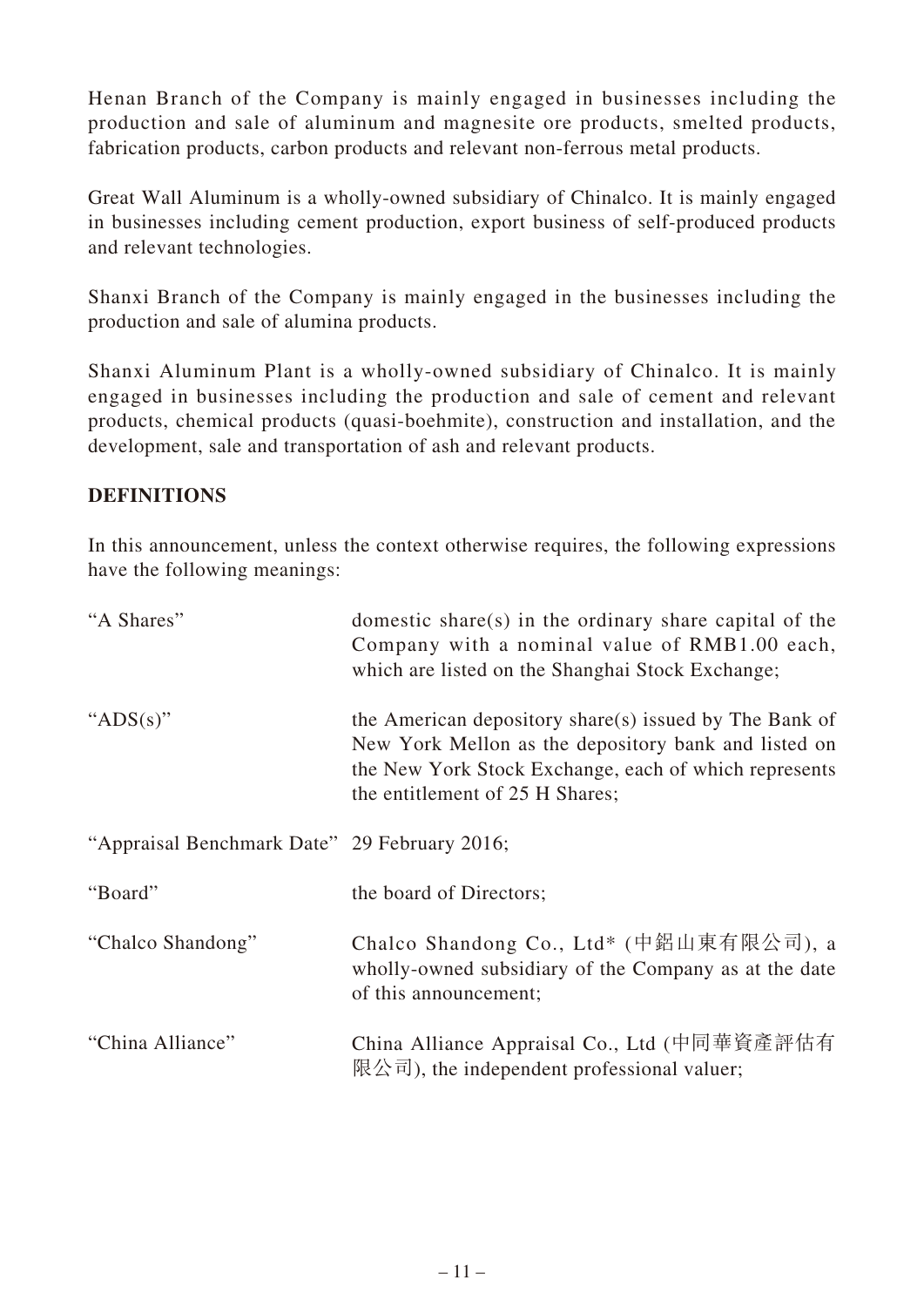Henan Branch of the Company is mainly engaged in businesses including the production and sale of aluminum and magnesite ore products, smelted products, fabrication products, carbon products and relevant non-ferrous metal products.

Great Wall Aluminum is a wholly-owned subsidiary of Chinalco. It is mainly engaged in businesses including cement production, export business of self-produced products and relevant technologies.

Shanxi Branch of the Company is mainly engaged in the businesses including the production and sale of alumina products.

Shanxi Aluminum Plant is a wholly-owned subsidiary of Chinalco. It is mainly engaged in businesses including the production and sale of cement and relevant products, chemical products (quasi-boehmite), construction and installation, and the development, sale and transportation of ash and relevant products.

## DEFINITIONS

In this announcement, unless the context otherwise requires, the following expressions have the following meanings:

| | |
|---|---|
| "A Shares" | domestic share(s) in the ordinary share capital of the Company with a nominal value of RMB1.00 each, which are listed on the Shanghai Stock Exchange; |
| "ADS(s)" | the American depository share(s) issued by The Bank of New York Mellon as the depository bank and listed on the New York Stock Exchange, each of which represents the entitlement of 25 H Shares; |
| "Appraisal Benchmark Date" | 29 February 2016; |
| "Board" | the board of Directors; |
| "Chalco Shandong" | Chalco Shandong Co., Ltd* (中鋁山東有限公司), a wholly-owned subsidiary of the Company as at the date of this announcement; |
| "China Alliance" | China Alliance Appraisal Co., Ltd (中同華資產評估有限公司), the independent professional valuer; |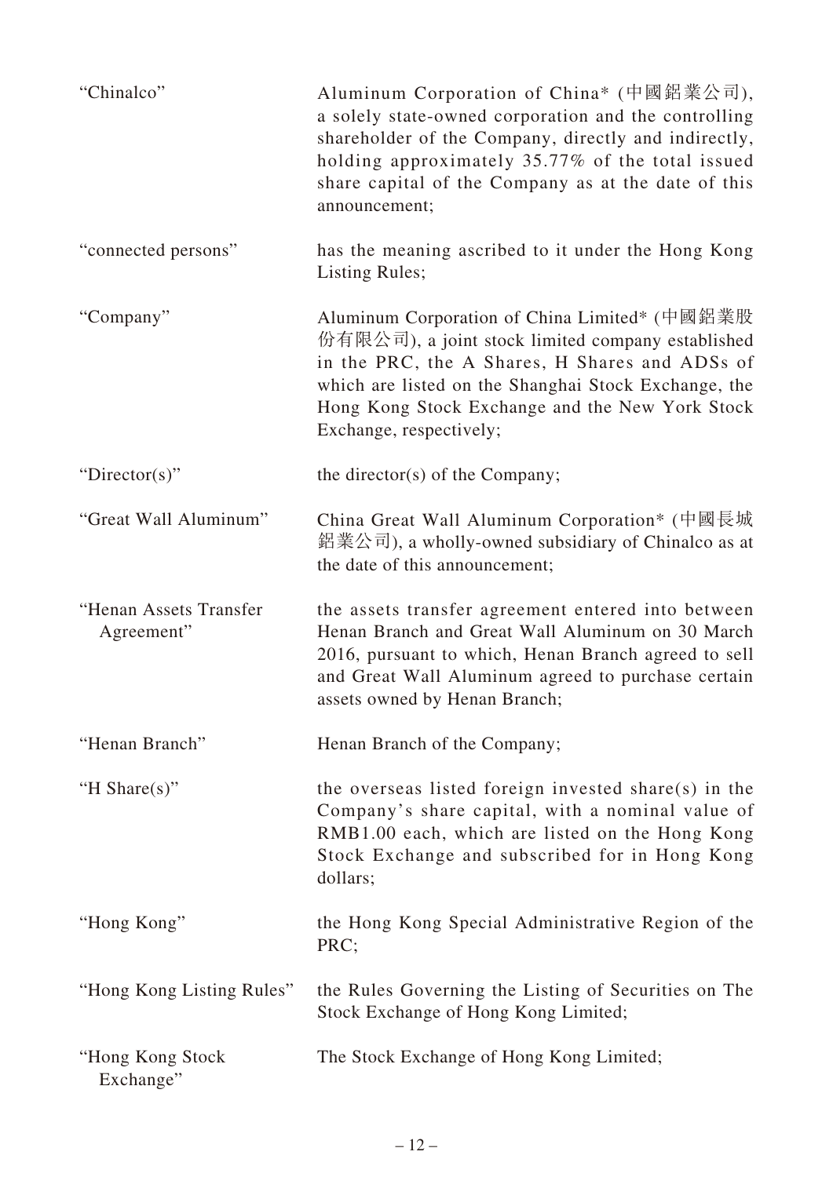| | |
|---|---|
| "Chinalco" | Aluminum Corporation of China* (中國鋁業公司), a solely state-owned corporation and the controlling shareholder of the Company, directly and indirectly, holding approximately 35.77% of the total issued share capital of the Company as at the date of this announcement; |
| "connected persons" | has the meaning ascribed to it under the Hong Kong Listing Rules; |
| "Company" | Aluminum Corporation of China Limited* (中國鋁業股份有限公司), a joint stock limited company established in the PRC, the A Shares, H Shares and ADSs of which are listed on the Shanghai Stock Exchange, the Hong Kong Stock Exchange and the New York Stock Exchange, respectively; |
| "Director(s)" | the director(s) of the Company; |
| "Great Wall Aluminum" | China Great Wall Aluminum Corporation* (中國長城鋁業公司), a wholly-owned subsidiary of Chinalco as at the date of this announcement; |
| "Henan Assets Transfer Agreement" | the assets transfer agreement entered into between Henan Branch and Great Wall Aluminum on 30 March 2016, pursuant to which, Henan Branch agreed to sell and Great Wall Aluminum agreed to purchase certain assets owned by Henan Branch; |
| "Henan Branch" | Henan Branch of the Company; |
| "H Share(s)" | the overseas listed foreign invested share(s) in the Company's share capital, with a nominal value of RMB1.00 each, which are listed on the Hong Kong Stock Exchange and subscribed for in Hong Kong dollars; |
| "Hong Kong" | the Hong Kong Special Administrative Region of the PRC; |
| "Hong Kong Listing Rules" | the Rules Governing the Listing of Securities on The Stock Exchange of Hong Kong Limited; |
| "Hong Kong Stock Exchange" | The Stock Exchange of Hong Kong Limited; |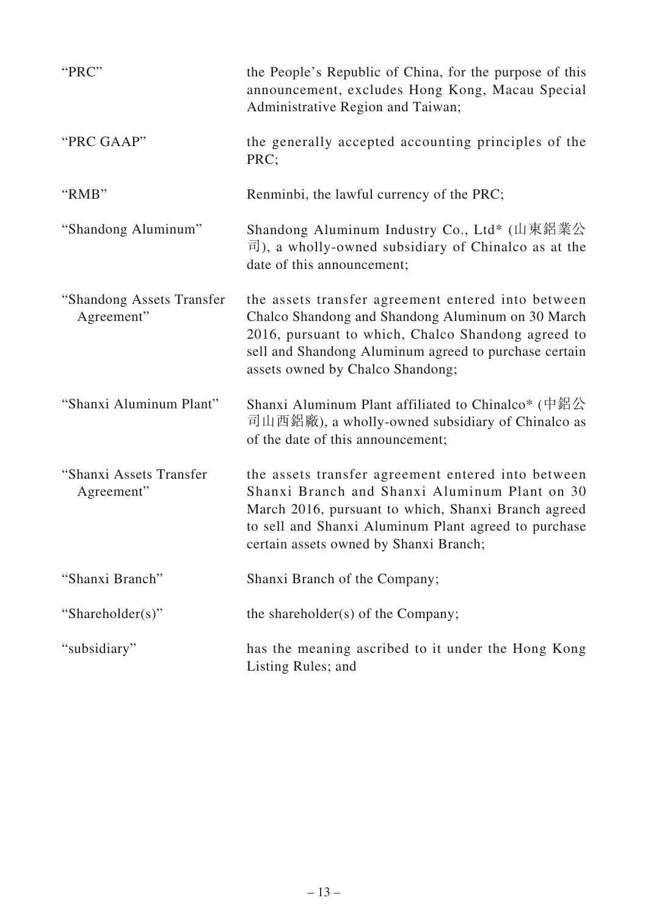| | |
|---|---|
| "PRC" | the People's Republic of China, for the purpose of this announcement, excludes Hong Kong, Macau Special Administrative Region and Taiwan; |
| "PRC GAAP" | the generally accepted accounting principles of the PRC; |
| "RMB" | Renminbi, the lawful currency of the PRC; |
| "Shandong Aluminum" | Shandong Aluminum Industry Co., Ltd* (山東鋁業公司), a wholly-owned subsidiary of Chinalco as at the date of this announcement; |
| "Shandong Assets Transfer Agreement" | the assets transfer agreement entered into between Chalco Shandong and Shandong Aluminum on 30 March 2016, pursuant to which, Chalco Shandong agreed to sell and Shandong Aluminum agreed to purchase certain assets owned by Chalco Shandong; |
| "Shanxi Aluminum Plant" | Shanxi Aluminum Plant affiliated to Chinalco* (中鋁公司山西鋁廠), a wholly-owned subsidiary of Chinalco as of the date of this announcement; |
| "Shanxi Assets Transfer Agreement" | the assets transfer agreement entered into between Shanxi Branch and Shanxi Aluminum Plant on 30 March 2016, pursuant to which, Shanxi Branch agreed to sell and Shanxi Aluminum Plant agreed to purchase certain assets owned by Shanxi Branch; |
| "Shanxi Branch" | Shanxi Branch of the Company; |
| "Shareholder(s)" | the shareholder(s) of the Company; |
| "subsidiary" | has the meaning ascribed to it under the Hong Kong Listing Rules; and |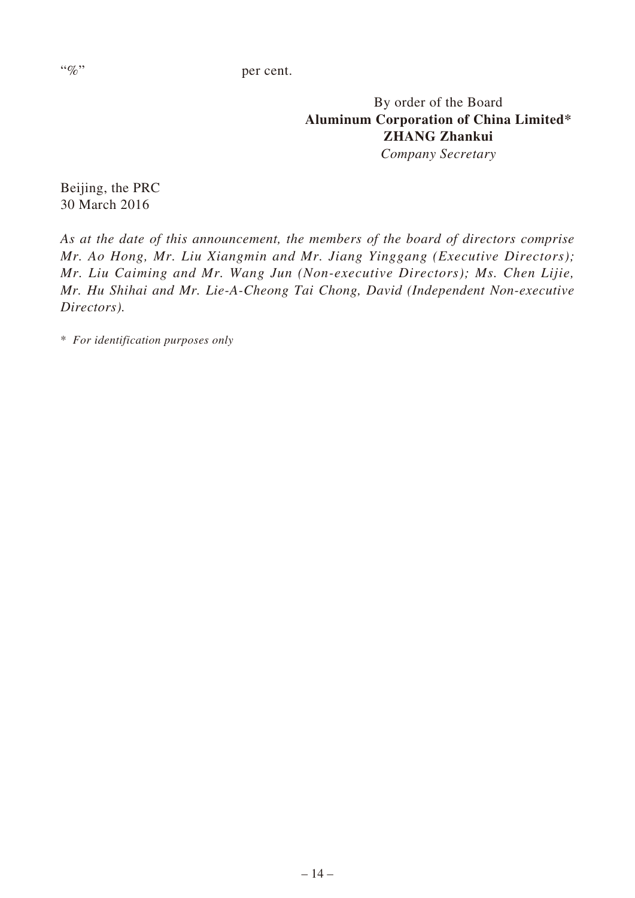"%" per cent.

By order of the Board
**Aluminum Corporation of China Limited***
**ZHANG Zhankui**
*Company Secretary*

Beijing, the PRC
30 March 2016

*As at the date of this announcement, the members of the board of directors comprise Mr. Ao Hong, Mr. Liu Xiangmin and Mr. Jiang Yinggang (Executive Directors); Mr. Liu Caiming and Mr. Wang Jun (Non-executive Directors); Ms. Chen Lijie, Mr. Hu Shihai and Mr. Lie-A-Cheong Tai Chong, David (Independent Non-executive Directors).*

\* *For identification purposes only*